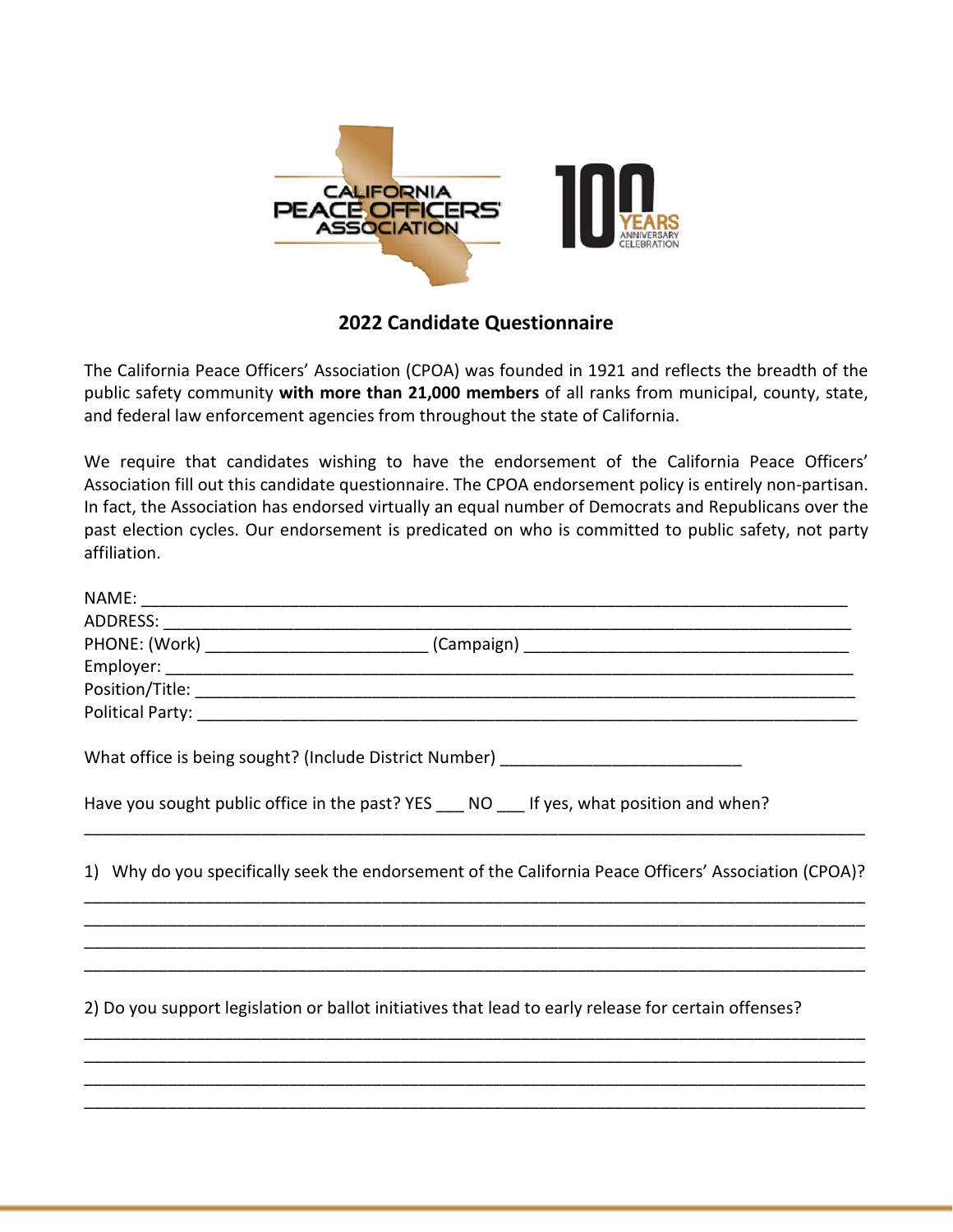## 2022 Candidate Questionnaire

The California Peace Officers' Association (CPOA) was founded in 1921 and reflects the breadth of the public safety community **with more than 21,000 members** of all ranks from municipal, county, state, and federal law enforcement agencies from throughout the state of California.

We require that candidates wishing to have the endorsement of the California Peace Officers' Association fill out this candidate questionnaire. The CPOA endorsement policy is entirely non-partisan. In fact, the Association has endorsed virtually an equal number of Democrats and Republicans over the past election cycles. Our endorsement is predicated on who is committed to public safety, not party affiliation.

NAME: ___________________________________________________________________________

ADDRESS: ________________________________________________________________________

PHONE: (Work) ______________________ (Campaign) ________________________________

Employer: ________________________________________________________________________

Position/Title: ____________________________________________________________________

Political Party: ____________________________________________________________________

What office is being sought? (Include District Number) _________________________

Have you sought public office in the past? YES ___ NO ___ If yes, what position and when?

_____________________________________________________________________________________

1) Why do you specifically seek the endorsement of the California Peace Officers' Association (CPOA)?

_____________________________________________________________________________________

_____________________________________________________________________________________

_____________________________________________________________________________________

_____________________________________________________________________________________

2) Do you support legislation or ballot initiatives that lead to early release for certain offenses?

_____________________________________________________________________________________

_____________________________________________________________________________________

_____________________________________________________________________________________

_____________________________________________________________________________________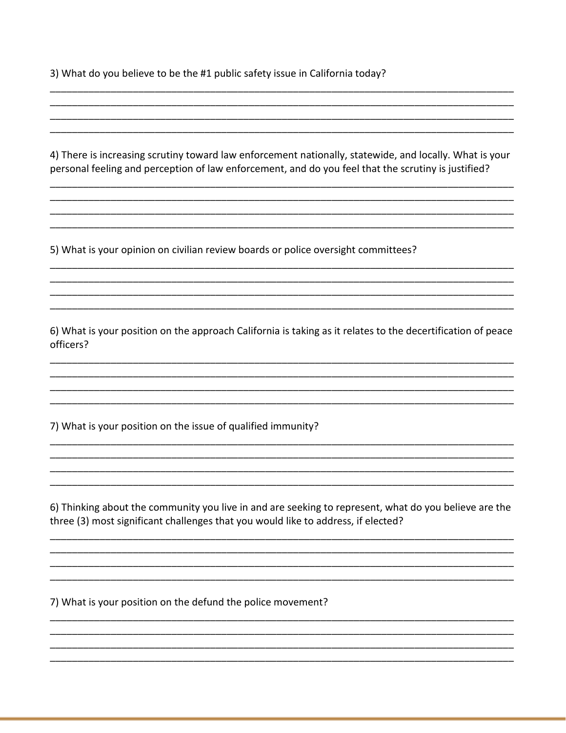3) What do you believe to be the #1 public safety issue in California today?

\_\_\_\_\_\_\_\_\_\_\_\_\_\_\_\_\_\_\_\_\_\_\_\_\_\_\_\_\_\_\_\_\_\_\_\_\_\_\_\_\_\_\_\_\_\_\_\_\_\_\_\_\_\_\_\_\_\_\_\_\_\_\_\_\_\_\_\_\_\_\_\_\_\_\_\_\_\_\_\_\_\_
\_\_\_\_\_\_\_\_\_\_\_\_\_\_\_\_\_\_\_\_\_\_\_\_\_\_\_\_\_\_\_\_\_\_\_\_\_\_\_\_\_\_\_\_\_\_\_\_\_\_\_\_\_\_\_\_\_\_\_\_\_\_\_\_\_\_\_\_\_\_\_\_\_\_\_\_\_\_\_\_\_\_
\_\_\_\_\_\_\_\_\_\_\_\_\_\_\_\_\_\_\_\_\_\_\_\_\_\_\_\_\_\_\_\_\_\_\_\_\_\_\_\_\_\_\_\_\_\_\_\_\_\_\_\_\_\_\_\_\_\_\_\_\_\_\_\_\_\_\_\_\_\_\_\_\_\_\_\_\_\_\_\_\_\_
\_\_\_\_\_\_\_\_\_\_\_\_\_\_\_\_\_\_\_\_\_\_\_\_\_\_\_\_\_\_\_\_\_\_\_\_\_\_\_\_\_\_\_\_\_\_\_\_\_\_\_\_\_\_\_\_\_\_\_\_\_\_\_\_\_\_\_\_\_\_\_\_\_\_\_\_\_\_\_\_\_\_

4) There is increasing scrutiny toward law enforcement nationally, statewide, and locally. What is your personal feeling and perception of law enforcement, and do you feel that the scrutiny is justified?

\_\_\_\_\_\_\_\_\_\_\_\_\_\_\_\_\_\_\_\_\_\_\_\_\_\_\_\_\_\_\_\_\_\_\_\_\_\_\_\_\_\_\_\_\_\_\_\_\_\_\_\_\_\_\_\_\_\_\_\_\_\_\_\_\_\_\_\_\_\_\_\_\_\_\_\_\_\_\_\_\_\_
\_\_\_\_\_\_\_\_\_\_\_\_\_\_\_\_\_\_\_\_\_\_\_\_\_\_\_\_\_\_\_\_\_\_\_\_\_\_\_\_\_\_\_\_\_\_\_\_\_\_\_\_\_\_\_\_\_\_\_\_\_\_\_\_\_\_\_\_\_\_\_\_\_\_\_\_\_\_\_\_\_\_
\_\_\_\_\_\_\_\_\_\_\_\_\_\_\_\_\_\_\_\_\_\_\_\_\_\_\_\_\_\_\_\_\_\_\_\_\_\_\_\_\_\_\_\_\_\_\_\_\_\_\_\_\_\_\_\_\_\_\_\_\_\_\_\_\_\_\_\_\_\_\_\_\_\_\_\_\_\_\_\_\_\_
\_\_\_\_\_\_\_\_\_\_\_\_\_\_\_\_\_\_\_\_\_\_\_\_\_\_\_\_\_\_\_\_\_\_\_\_\_\_\_\_\_\_\_\_\_\_\_\_\_\_\_\_\_\_\_\_\_\_\_\_\_\_\_\_\_\_\_\_\_\_\_\_\_\_\_\_\_\_\_\_\_\_

5) What is your opinion on civilian review boards or police oversight committees?

\_\_\_\_\_\_\_\_\_\_\_\_\_\_\_\_\_\_\_\_\_\_\_\_\_\_\_\_\_\_\_\_\_\_\_\_\_\_\_\_\_\_\_\_\_\_\_\_\_\_\_\_\_\_\_\_\_\_\_\_\_\_\_\_\_\_\_\_\_\_\_\_\_\_\_\_\_\_\_\_\_\_
\_\_\_\_\_\_\_\_\_\_\_\_\_\_\_\_\_\_\_\_\_\_\_\_\_\_\_\_\_\_\_\_\_\_\_\_\_\_\_\_\_\_\_\_\_\_\_\_\_\_\_\_\_\_\_\_\_\_\_\_\_\_\_\_\_\_\_\_\_\_\_\_\_\_\_\_\_\_\_\_\_\_
\_\_\_\_\_\_\_\_\_\_\_\_\_\_\_\_\_\_\_\_\_\_\_\_\_\_\_\_\_\_\_\_\_\_\_\_\_\_\_\_\_\_\_\_\_\_\_\_\_\_\_\_\_\_\_\_\_\_\_\_\_\_\_\_\_\_\_\_\_\_\_\_\_\_\_\_\_\_\_\_\_\_
\_\_\_\_\_\_\_\_\_\_\_\_\_\_\_\_\_\_\_\_\_\_\_\_\_\_\_\_\_\_\_\_\_\_\_\_\_\_\_\_\_\_\_\_\_\_\_\_\_\_\_\_\_\_\_\_\_\_\_\_\_\_\_\_\_\_\_\_\_\_\_\_\_\_\_\_\_\_\_\_\_\_

6) What is your position on the approach California is taking as it relates to the decertification of peace officers?

\_\_\_\_\_\_\_\_\_\_\_\_\_\_\_\_\_\_\_\_\_\_\_\_\_\_\_\_\_\_\_\_\_\_\_\_\_\_\_\_\_\_\_\_\_\_\_\_\_\_\_\_\_\_\_\_\_\_\_\_\_\_\_\_\_\_\_\_\_\_\_\_\_\_\_\_\_\_\_\_\_\_
\_\_\_\_\_\_\_\_\_\_\_\_\_\_\_\_\_\_\_\_\_\_\_\_\_\_\_\_\_\_\_\_\_\_\_\_\_\_\_\_\_\_\_\_\_\_\_\_\_\_\_\_\_\_\_\_\_\_\_\_\_\_\_\_\_\_\_\_\_\_\_\_\_\_\_\_\_\_\_\_\_\_
\_\_\_\_\_\_\_\_\_\_\_\_\_\_\_\_\_\_\_\_\_\_\_\_\_\_\_\_\_\_\_\_\_\_\_\_\_\_\_\_\_\_\_\_\_\_\_\_\_\_\_\_\_\_\_\_\_\_\_\_\_\_\_\_\_\_\_\_\_\_\_\_\_\_\_\_\_\_\_\_\_\_
\_\_\_\_\_\_\_\_\_\_\_\_\_\_\_\_\_\_\_\_\_\_\_\_\_\_\_\_\_\_\_\_\_\_\_\_\_\_\_\_\_\_\_\_\_\_\_\_\_\_\_\_\_\_\_\_\_\_\_\_\_\_\_\_\_\_\_\_\_\_\_\_\_\_\_\_\_\_\_\_\_\_

7) What is your position on the issue of qualified immunity?

\_\_\_\_\_\_\_\_\_\_\_\_\_\_\_\_\_\_\_\_\_\_\_\_\_\_\_\_\_\_\_\_\_\_\_\_\_\_\_\_\_\_\_\_\_\_\_\_\_\_\_\_\_\_\_\_\_\_\_\_\_\_\_\_\_\_\_\_\_\_\_\_\_\_\_\_\_\_\_\_\_\_
\_\_\_\_\_\_\_\_\_\_\_\_\_\_\_\_\_\_\_\_\_\_\_\_\_\_\_\_\_\_\_\_\_\_\_\_\_\_\_\_\_\_\_\_\_\_\_\_\_\_\_\_\_\_\_\_\_\_\_\_\_\_\_\_\_\_\_\_\_\_\_\_\_\_\_\_\_\_\_\_\_\_
\_\_\_\_\_\_\_\_\_\_\_\_\_\_\_\_\_\_\_\_\_\_\_\_\_\_\_\_\_\_\_\_\_\_\_\_\_\_\_\_\_\_\_\_\_\_\_\_\_\_\_\_\_\_\_\_\_\_\_\_\_\_\_\_\_\_\_\_\_\_\_\_\_\_\_\_\_\_\_\_\_\_
\_\_\_\_\_\_\_\_\_\_\_\_\_\_\_\_\_\_\_\_\_\_\_\_\_\_\_\_\_\_\_\_\_\_\_\_\_\_\_\_\_\_\_\_\_\_\_\_\_\_\_\_\_\_\_\_\_\_\_\_\_\_\_\_\_\_\_\_\_\_\_\_\_\_\_\_\_\_\_\_\_\_

6) Thinking about the community you live in and are seeking to represent, what do you believe are the three (3) most significant challenges that you would like to address, if elected?

\_\_\_\_\_\_\_\_\_\_\_\_\_\_\_\_\_\_\_\_\_\_\_\_\_\_\_\_\_\_\_\_\_\_\_\_\_\_\_\_\_\_\_\_\_\_\_\_\_\_\_\_\_\_\_\_\_\_\_\_\_\_\_\_\_\_\_\_\_\_\_\_\_\_\_\_\_\_\_\_\_\_
\_\_\_\_\_\_\_\_\_\_\_\_\_\_\_\_\_\_\_\_\_\_\_\_\_\_\_\_\_\_\_\_\_\_\_\_\_\_\_\_\_\_\_\_\_\_\_\_\_\_\_\_\_\_\_\_\_\_\_\_\_\_\_\_\_\_\_\_\_\_\_\_\_\_\_\_\_\_\_\_\_\_
\_\_\_\_\_\_\_\_\_\_\_\_\_\_\_\_\_\_\_\_\_\_\_\_\_\_\_\_\_\_\_\_\_\_\_\_\_\_\_\_\_\_\_\_\_\_\_\_\_\_\_\_\_\_\_\_\_\_\_\_\_\_\_\_\_\_\_\_\_\_\_\_\_\_\_\_\_\_\_\_\_\_
\_\_\_\_\_\_\_\_\_\_\_\_\_\_\_\_\_\_\_\_\_\_\_\_\_\_\_\_\_\_\_\_\_\_\_\_\_\_\_\_\_\_\_\_\_\_\_\_\_\_\_\_\_\_\_\_\_\_\_\_\_\_\_\_\_\_\_\_\_\_\_\_\_\_\_\_\_\_\_\_\_\_

7) What is your position on the defund the police movement?

\_\_\_\_\_\_\_\_\_\_\_\_\_\_\_\_\_\_\_\_\_\_\_\_\_\_\_\_\_\_\_\_\_\_\_\_\_\_\_\_\_\_\_\_\_\_\_\_\_\_\_\_\_\_\_\_\_\_\_\_\_\_\_\_\_\_\_\_\_\_\_\_\_\_\_\_\_\_\_\_\_\_
\_\_\_\_\_\_\_\_\_\_\_\_\_\_\_\_\_\_\_\_\_\_\_\_\_\_\_\_\_\_\_\_\_\_\_\_\_\_\_\_\_\_\_\_\_\_\_\_\_\_\_\_\_\_\_\_\_\_\_\_\_\_\_\_\_\_\_\_\_\_\_\_\_\_\_\_\_\_\_\_\_\_
\_\_\_\_\_\_\_\_\_\_\_\_\_\_\_\_\_\_\_\_\_\_\_\_\_\_\_\_\_\_\_\_\_\_\_\_\_\_\_\_\_\_\_\_\_\_\_\_\_\_\_\_\_\_\_\_\_\_\_\_\_\_\_\_\_\_\_\_\_\_\_\_\_\_\_\_\_\_\_\_\_\_
\_\_\_\_\_\_\_\_\_\_\_\_\_\_\_\_\_\_\_\_\_\_\_\_\_\_\_\_\_\_\_\_\_\_\_\_\_\_\_\_\_\_\_\_\_\_\_\_\_\_\_\_\_\_\_\_\_\_\_\_\_\_\_\_\_\_\_\_\_\_\_\_\_\_\_\_\_\_\_\_\_\_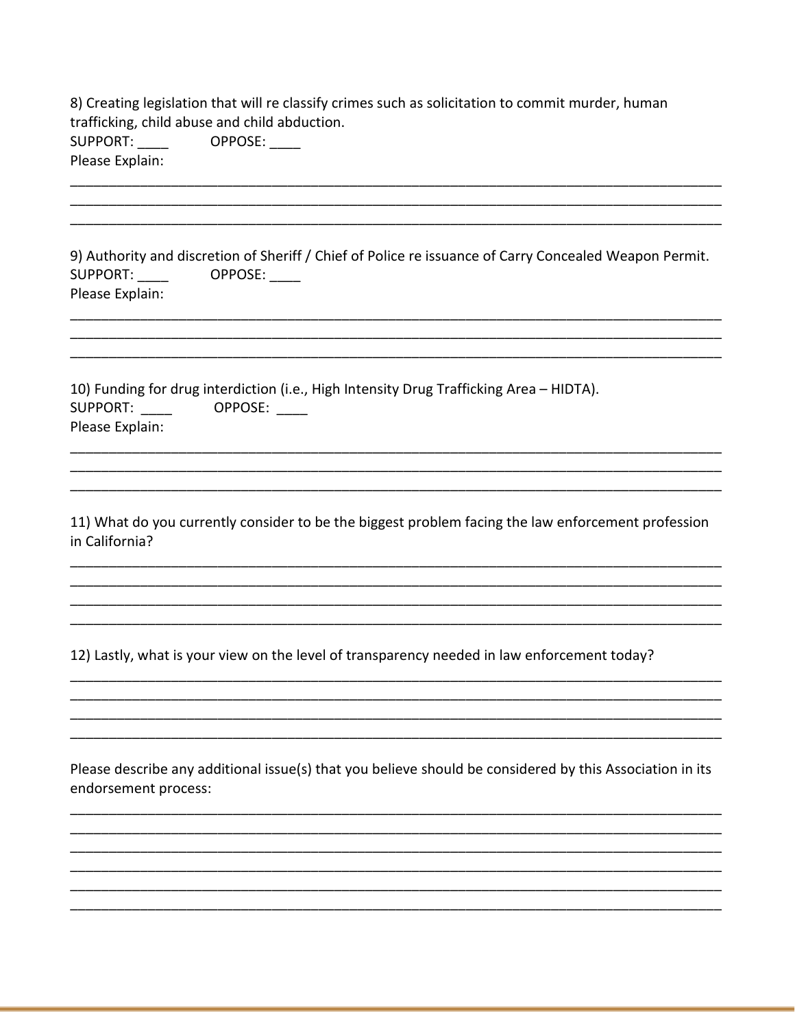8) Creating legislation that will re classify crimes such as solicitation to commit murder, human trafficking, child abuse and child abduction.

SUPPORT: ____ OPPOSE: ____

Please Explain:

________________________________________________________________________________
________________________________________________________________________________
________________________________________________________________________________

9) Authority and discretion of Sheriff / Chief of Police re issuance of Carry Concealed Weapon Permit.

SUPPORT: ____ OPPOSE: ____

Please Explain:

________________________________________________________________________________
________________________________________________________________________________
________________________________________________________________________________

10) Funding for drug interdiction (i.e., High Intensity Drug Trafficking Area – HIDTA).

SUPPORT: ____ OPPOSE: ____

Please Explain:

________________________________________________________________________________
________________________________________________________________________________
________________________________________________________________________________

11) What do you currently consider to be the biggest problem facing the law enforcement profession in California?

________________________________________________________________________________
________________________________________________________________________________
________________________________________________________________________________
________________________________________________________________________________

12) Lastly, what is your view on the level of transparency needed in law enforcement today?

________________________________________________________________________________
________________________________________________________________________________
________________________________________________________________________________
________________________________________________________________________________

Please describe any additional issue(s) that you believe should be considered by this Association in its endorsement process:

________________________________________________________________________________
________________________________________________________________________________
________________________________________________________________________________
________________________________________________________________________________
________________________________________________________________________________
________________________________________________________________________________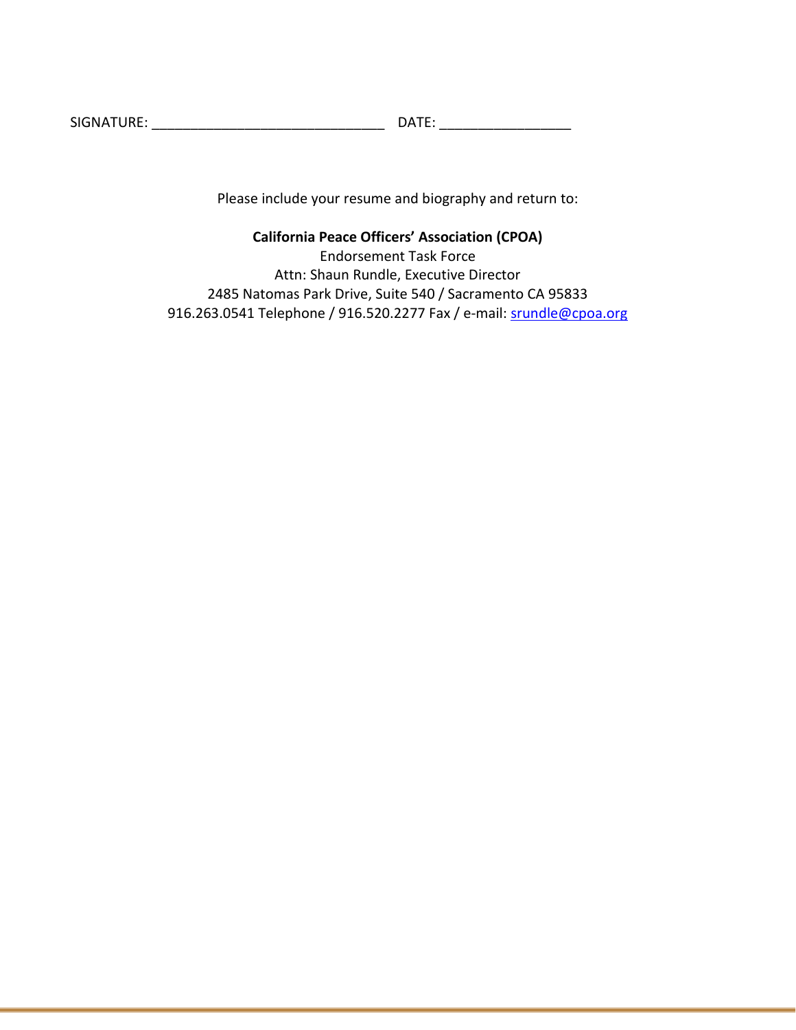SIGNATURE: ______________________________ DATE: _________________

Please include your resume and biography and return to:

**California Peace Officers' Association (CPOA)**
Endorsement Task Force
Attn: Shaun Rundle, Executive Director
2485 Natomas Park Drive, Suite 540 / Sacramento CA 95833
916.263.0541 Telephone / 916.520.2277 Fax / e-mail: srundle@cpoa.org